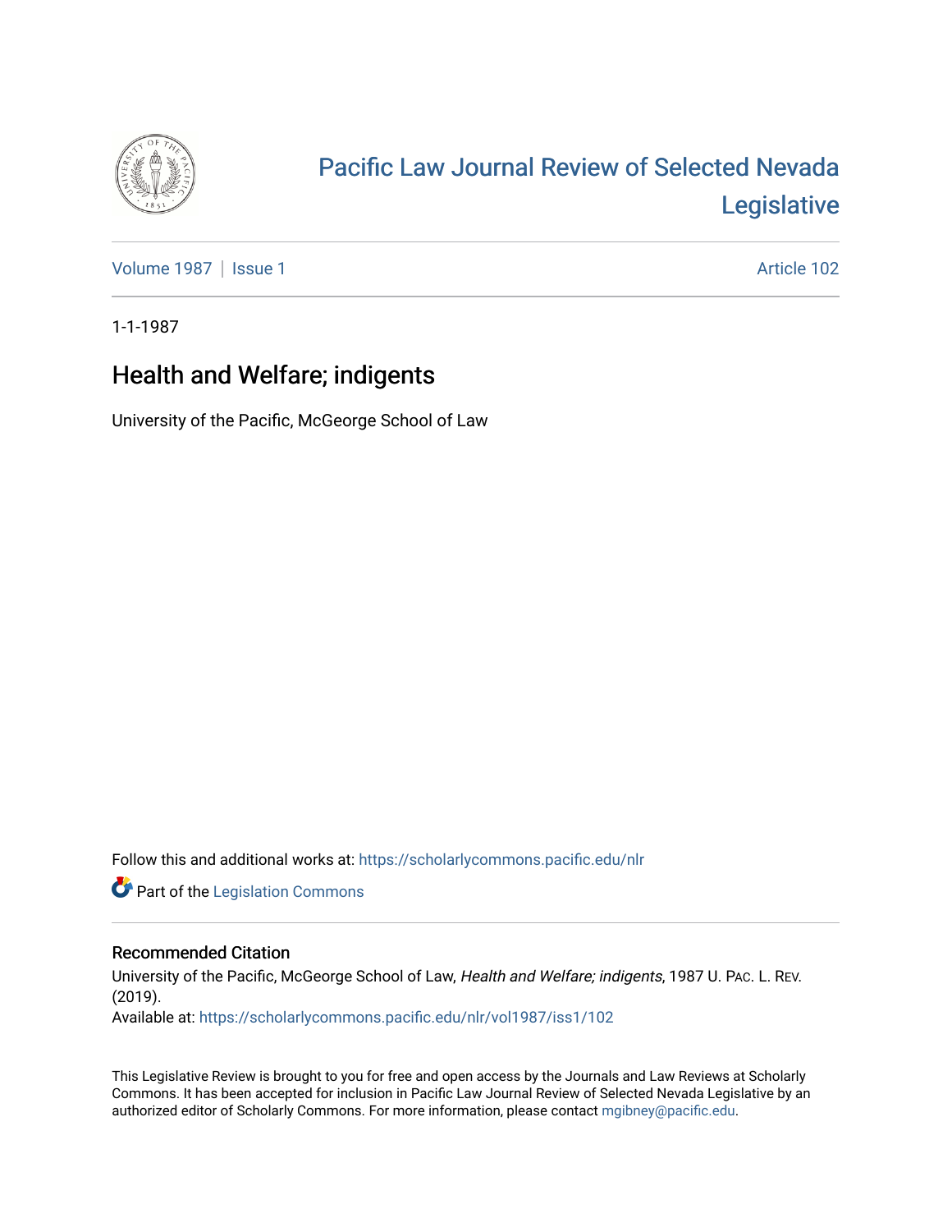# Pacific Law Journal Review of Selected Nevada Legislative

Volume 1987 | Issue 1 Article 102

1-1-1987

## Health and Welfare; indigents

University of the Pacific, McGeorge School of Law

Follow this and additional works at: https://scholarlycommons.pacific.edu/nlr

Part of the Legislation Commons

### Recommended Citation

University of the Pacific, McGeorge School of Law, *Health and Welfare; indigents*, 1987 U. PAC. L. REV. (2019).

Available at: https://scholarlycommons.pacific.edu/nlr/vol1987/iss1/102

This Legislative Review is brought to you for free and open access by the Journals and Law Reviews at Scholarly Commons. It has been accepted for inclusion in Pacific Law Journal Review of Selected Nevada Legislative by an authorized editor of Scholarly Commons. For more information, please contact mgibney@pacific.edu.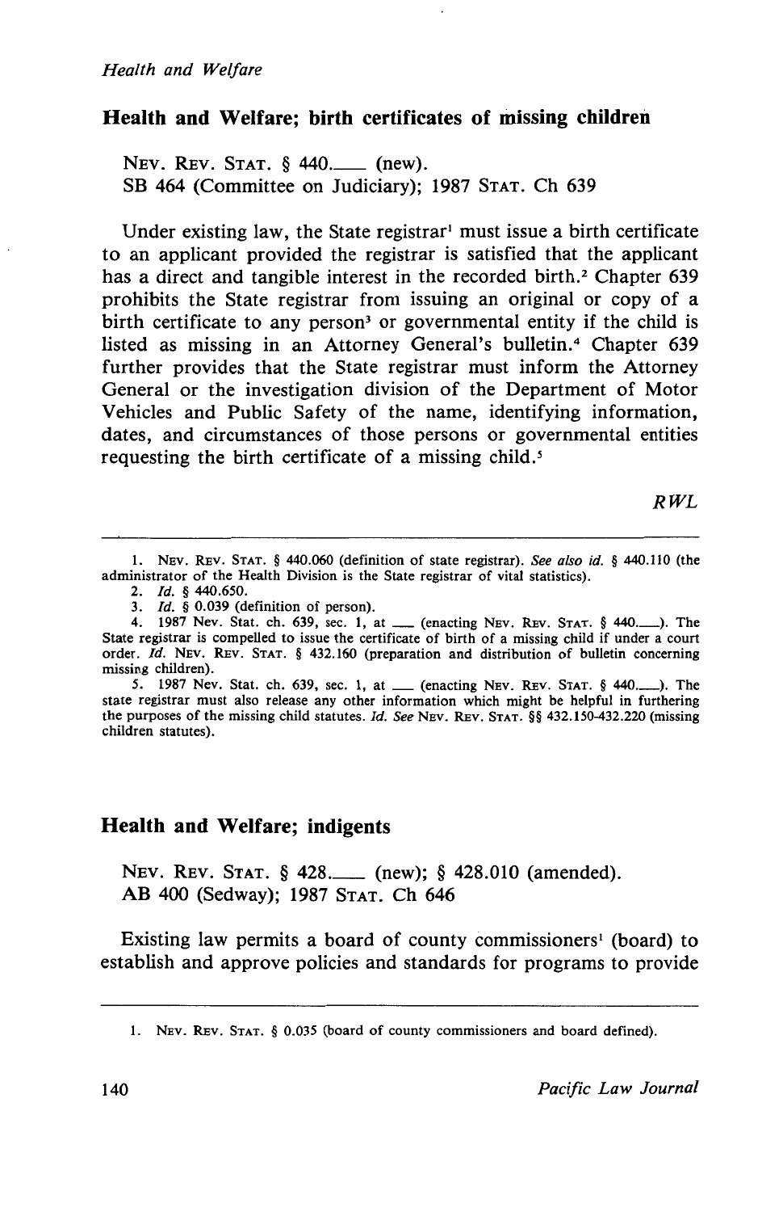## Health and Welfare; birth certificates of missing children

NEV. REV. STAT. § 440.___ (new).
SB 464 (Committee on Judiciary); 1987 STAT. Ch 639

Under existing law, the State registrar[1] must issue a birth certificate to an applicant provided the registrar is satisfied that the applicant has a direct and tangible interest in the recorded birth.[2] Chapter 639 prohibits the State registrar from issuing an original or copy of a birth certificate to any person[3] or governmental entity if the child is listed as missing in an Attorney General's bulletin.[4] Chapter 639 further provides that the State registrar must inform the Attorney General or the investigation division of the Department of Motor Vehicles and Public Safety of the name, identifying information, dates, and circumstances of those persons or governmental entities requesting the birth certificate of a missing child.[5]

*RWL*

---

1. NEV. REV. STAT. § 440.060 (definition of state registrar). *See also id.* § 440.110 (the administrator of the Health Division is the State registrar of vital statistics).
2. *Id.* § 440.650.
3. *Id.* § 0.039 (definition of person).
4. 1987 Nev. Stat. ch. 639, sec. 1, at ___ (enacting NEV. REV. STAT. § 440.___). The State registrar is compelled to issue the certificate of birth of a missing child if under a court order. *Id.* NEV. REV. STAT. § 432.160 (preparation and distribution of bulletin concerning missing children).
5. 1987 Nev. Stat. ch. 639, sec. 1, at ___ (enacting NEV. REV. STAT. § 440.___). The state registrar must also release any other information which might be helpful in furthering the purposes of the missing child statutes. *Id. See* NEV. REV. STAT. §§ 432.150-432.220 (missing children statutes).

## Health and Welfare; indigents

NEV. REV. STAT. § 428.___ (new); § 428.010 (amended).
AB 400 (Sedway); 1987 STAT. Ch 646

Existing law permits a board of county commissioners[1] (board) to establish and approve policies and standards for programs to provide

---

1. NEV. REV. STAT. § 0.035 (board of county commissioners and board defined).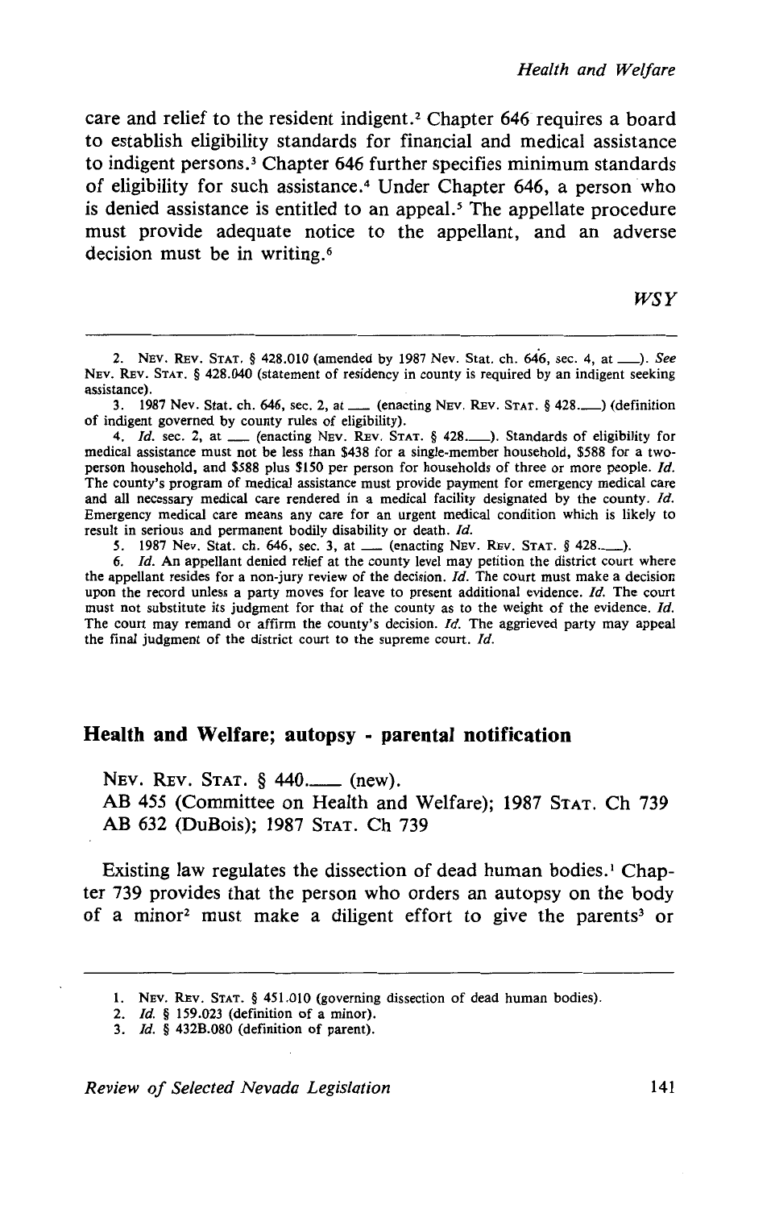care and relief to the resident indigent.[2] Chapter 646 requires a board to establish eligibility standards for financial and medical assistance to indigent persons.[3] Chapter 646 further specifies minimum standards of eligibility for such assistance.[4] Under Chapter 646, a person who is denied assistance is entitled to an appeal.[5] The appellate procedure must provide adequate notice to the appellant, and an adverse decision must be in writing.[6]

*WSY*

---

2. NEV. REV. STAT. § 428.010 (amended by 1987 Nev. Stat. ch. 646, sec. 4, at \_\_\_). *See* NEV. REV. STAT. § 428.040 (statement of residency in county is required by an indigent seeking assistance).

3. 1987 Nev. Stat. ch. 646, sec. 2, at \_\_\_ (enacting NEV. REV. STAT. § 428.\_\_\_) (definition of indigent governed by county rules of eligibility).

4. *Id.* sec. 2, at \_\_\_ (enacting NEV. REV. STAT. § 428.\_\_\_). Standards of eligibility for medical assistance must not be less than $438 for a single-member household, $588 for a two-person household, and $588 plus $150 per person for households of three or more people. *Id.* The county's program of medical assistance must provide payment for emergency medical care and all necessary medical care rendered in a medical facility designated by the county. *Id.* Emergency medical care means any care for an urgent medical condition which is likely to result in serious and permanent bodily disability or death. *Id.*

5. 1987 Nev. Stat. ch. 646, sec. 3, at \_\_\_ (enacting NEV. REV. STAT. § 428.\_\_\_).

6. *Id.* An appellant denied relief at the county level may petition the district court where the appellant resides for a non-jury review of the decision. *Id.* The court must make a decision upon the record unless a party moves for leave to present additional evidence. *Id.* The court must not substitute its judgment for that of the county as to the weight of the evidence. *Id.* The court may remand or affirm the county's decision. *Id.* The aggrieved party may appeal the final judgment of the district court to the supreme court. *Id.*

## Health and Welfare; autopsy - parental notification

NEV. REV. STAT. § 440.\_\_\_ (new).
AB 455 (Committee on Health and Welfare); 1987 STAT. Ch 739
AB 632 (DuBois); 1987 STAT. Ch 739

Existing law regulates the dissection of dead human bodies.[1] Chapter 739 provides that the person who orders an autopsy on the body of a minor[2] must make a diligent effort to give the parents[3] or

---

1. NEV. REV. STAT. § 451.010 (governing dissection of dead human bodies).
2. *Id.* § 159.023 (definition of a minor).
3. *Id.* § 432B.080 (definition of parent).